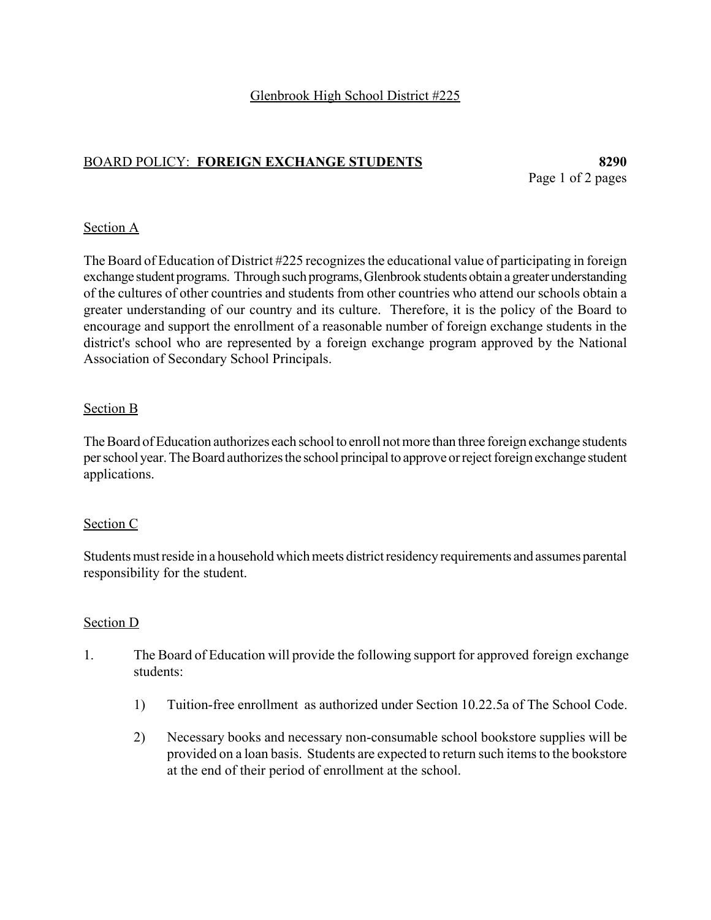Glenbrook High School District #225

## BOARD POLICY: **FOREIGN EXCHANGE STUDENTS** **8290**

### Section A

The Board of Education of District #225 recognizes the educational value of participating in foreign exchange student programs. Through such programs, Glenbrook students obtain a greater understanding of the cultures of other countries and students from other countries who attend our schools obtain a greater understanding of our country and its culture. Therefore, it is the policy of the Board to encourage and support the enrollment of a reasonable number of foreign exchange students in the district's school who are represented by a foreign exchange program approved by the National Association of Secondary School Principals.

### Section B

The Board of Education authorizes each school to enroll not more than three foreign exchange students per school year. The Board authorizes the school principal to approve or reject foreign exchange student applications.

### Section C

Students must reside in a household which meets district residency requirements and assumes parental responsibility for the student.

### Section D

1. The Board of Education will provide the following support for approved foreign exchange students:

   1) Tuition-free enrollment as authorized under Section 10.22.5a of The School Code.

   2) Necessary books and necessary non-consumable school bookstore supplies will be provided on a loan basis. Students are expected to return such items to the bookstore at the end of their period of enrollment at the school.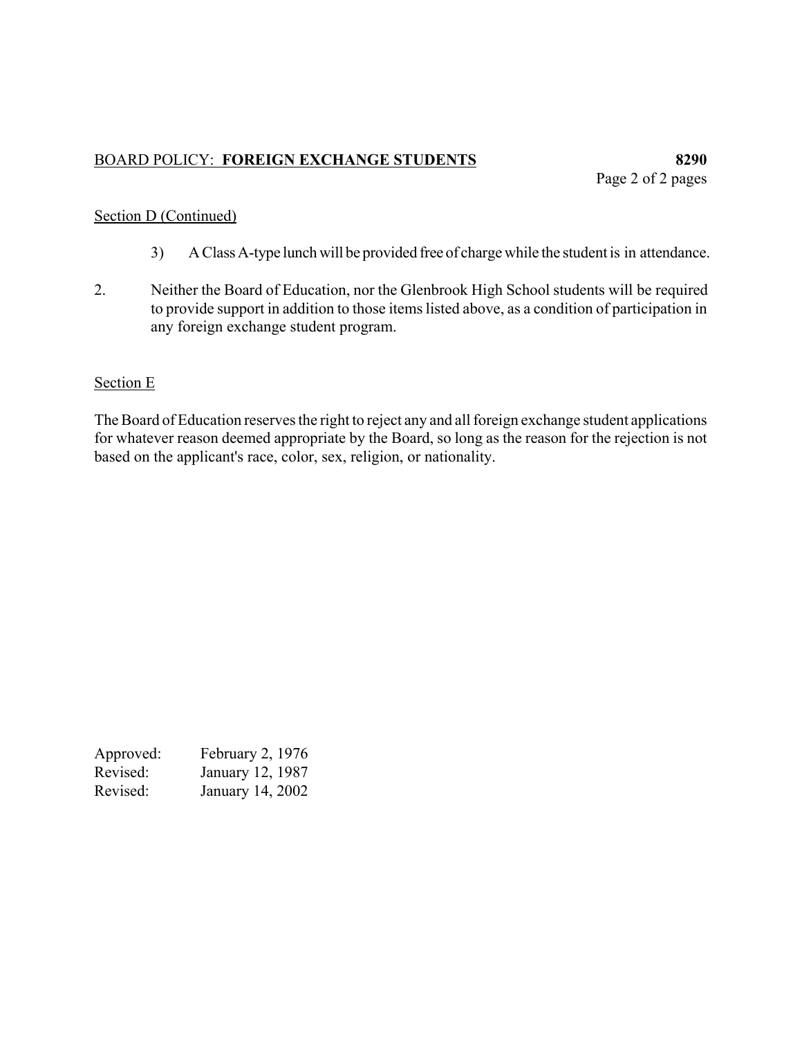Section D (Continued)

3) A Class A-type lunch will be provided free of charge while the student is in attendance.

2. Neither the Board of Education, nor the Glenbrook High School students will be required to provide support in addition to those items listed above, as a condition of participation in any foreign exchange student program.

Section E

The Board of Education reserves the right to reject any and all foreign exchange student applications for whatever reason deemed appropriate by the Board, so long as the reason for the rejection is not based on the applicant's race, color, sex, religion, or nationality.

Approved: February 2, 1976
Revised: January 12, 1987
Revised: January 14, 2002